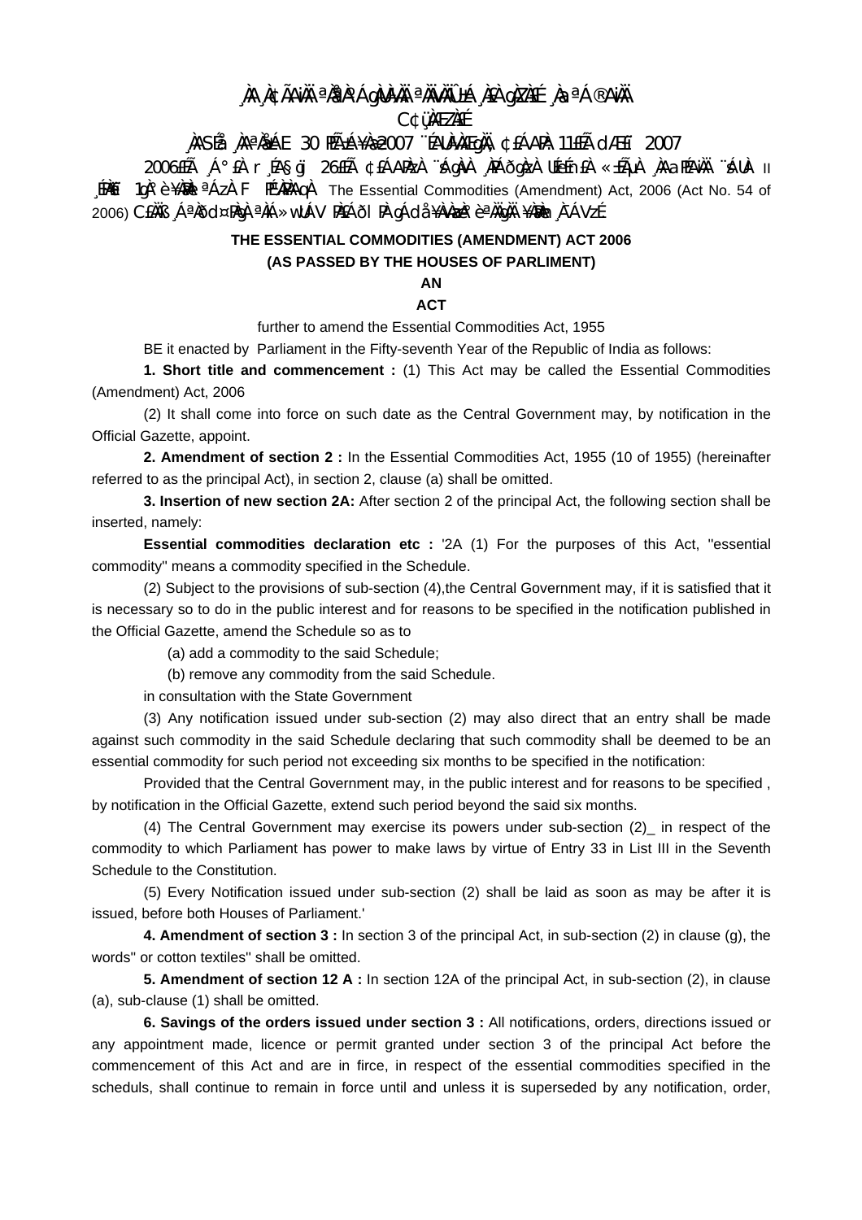¸ÀA¸À¢ÃAiÀÄ ªÀåªÀºÁgÀUÀ¼ÀÄ ªÀÄvÀÄÛ ±Á¸À£À gÀZÀ£É ¸ÀaªÁ®AiÀÄ

C¢ü¸ÀÆZÀ£É

¸ÀASÉå: ¸ÀAªÀå±ÁE 30 PÉñÁ¥Àæ 2007 ¨ÉAUÀ¼ÀÆgÀÄ, ¢£ÁAPÀ: 11£ÉÃ dÆ£ï 2007

2006£ÉÃ ¸Á°£À r¸ÉA§gï 26£ÉÃ ¢£ÁAPÀzÀ ¨sÁgÀvÀ ¸ÀPÁðgÀzÀ UÉeÉmï£À «±ÉõÀ ¸ÀAaPÉAiÀÄ ¨sÁUÀ II ¸ÉPÀë£ï 1gÀ°è ¥ÀæPÀlªÁzÀ F PɼÀPÀAqÀ The Essential Commodities (Amendment) Act, 2006 (Act No. 54 of 2006) C£ÀÄß ¸ÁªÀðd¤PÀgÀ ªÀiÁ»wUÁV PÀ£ÁðlPÀ gÁdå¥ÀvÀæzÀ°è ¥ÀÄ£ÀB ¥ÀæPÀn¸À¯ÁVzÉ

**THE ESSENTIAL COMMODITIES (AMENDMENT) ACT 2006**

**(AS PASSED BY THE HOUSES OF PARLIMENT)**

**AN**

**ACT**

further to amend the Essential Commodities Act, 1955

BE it enacted by Parliament in the Fifty-seventh Year of the Republic of India as follows:

**1. Short title and commencement :** (1) This Act may be called the Essential Commodities (Amendment) Act, 2006

(2) It shall come into force on such date as the Central Government may, by notification in the Official Gazette, appoint.

**2. Amendment of section 2 :** In the Essential Commodities Act, 1955 (10 of 1955) (hereinafter referred to as the principal Act), in section 2, clause (a) shall be omitted.

**3. Insertion of new section 2A:** After section 2 of the principal Act, the following section shall be inserted, namely:

**Essential commodities declaration etc :** '2A (1) For the purposes of this Act, ''essential commodity'' means a commodity specified in the Schedule.

(2) Subject to the provisions of sub-section (4),the Central Government may, if it is satisfied that it is necessary so to do in the public interest and for reasons to be specified in the notification published in the Official Gazette, amend the Schedule so as to

(a) add a commodity to the said Schedule;

(b) remove any commodity from the said Schedule.

in consultation with the State Government

(3) Any notification issued under sub-section (2) may also direct that an entry shall be made against such commodity in the said Schedule declaring that such commodity shall be deemed to be an essential commodity for such period not exceeding six months to be specified in the notification:

Provided that the Central Government may, in the public interest and for reasons to be specified , by notification in the Official Gazette, extend such period beyond the said six months.

(4) The Central Government may exercise its powers under sub-section (2)_ in respect of the commodity to which Parliament has power to make laws by virtue of Entry 33 in List III in the Seventh Schedule to the Constitution.

(5) Every Notification issued under sub-section (2) shall be laid as soon as may be after it is issued, before both Houses of Parliament.'

**4. Amendment of section 3 :** In section 3 of the principal Act, in sub-section (2) in clause (g), the words'' or cotton textiles'' shall be omitted.

**5. Amendment of section 12 A :** In section 12A of the principal Act, in sub-section (2), in clause (a), sub-clause (1) shall be omitted.

**6. Savings of the orders issued under section 3 :** All notifications, orders, directions issued or any appointment made, licence or permit granted under section 3 of the principal Act before the commencement of this Act and are in firce, in respect of the essential commodities specified in the scheduls, shall continue to remain in force until and unless it is superseded by any notification, order,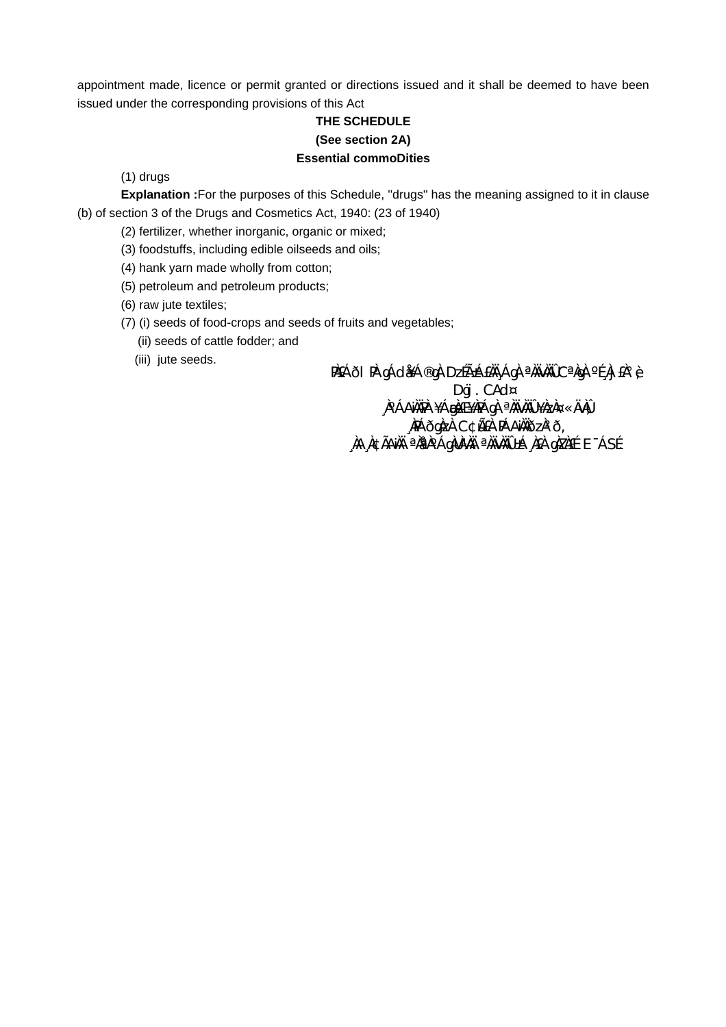appointment made, licence or permit granted or directions issued and it shall be deemed to have been issued under the corresponding provisions of this Act

**THE SCHEDULE**

**(See section 2A)**

**Essential commoDities**

(1) drugs

**Explanation :**For the purposes of this Schedule, "drugs" has the meaning assigned to it in clause (b) of section 3 of the Drugs and Cosmetics Act, 1940: (23 of 1940)

(2) fertilizer, whether inorganic, organic or mixed;

(3) foodstuffs, including edible oilseeds and oils;

(4) hank yarn made wholly from cotton;

(5) petroleum and petroleum products;

(6) raw jute textiles;

(7) (i) seeds of food-crops and seeds of fruits and vegetables;

(ii) seeds of cattle fodder; and

(iii) jute seeds.

PÀ£ÁðI PÀ gÁdå¥Àv À ®gÀ DzÉÃ±Á£ÀÄ¸ÁgÀ ªÀÄvÀÄÛ CªÀgÀ ºÉ¸Àj£À°è

Dgï . CAd¤

¸ÀPÁðgÀzÀ ¥ÀæzsÁ£À PÁAiÀÄðzÀ²ð

¸ÀPÁðgÀzÀ C¢üÃ£À PÁAiÀÄðzÀ²ð,

¸ÀA¸À¢ÃAiÀÄ ªÀåªÀºÁgÀUÀ¼À ªÀÄvÀÄÛ ±Á¸À£À gÀZÀ£É E¯ÁSÉ